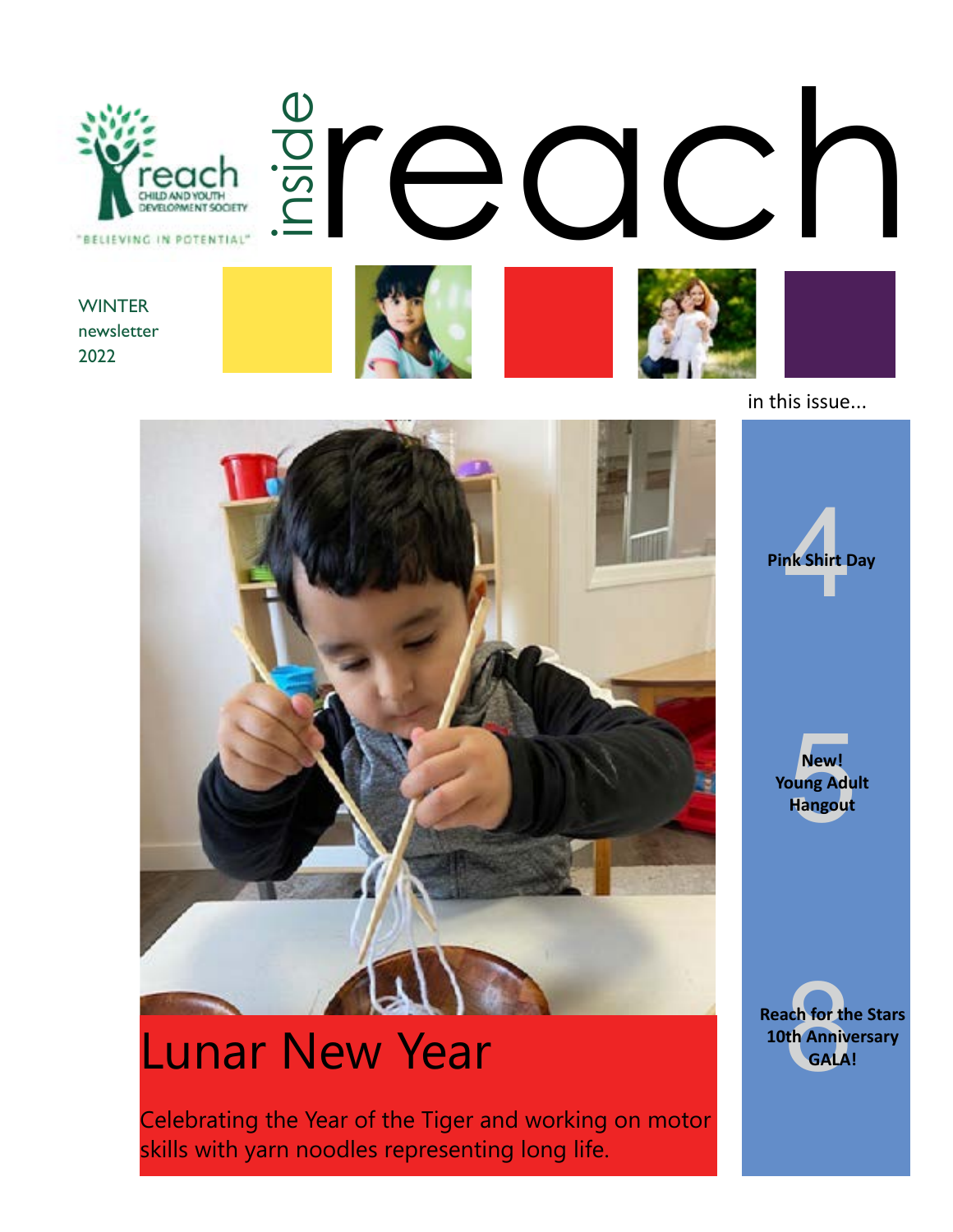reach

CHILD AND YOUTH DEVELOPMENT SOCIETY

"BELIEVING IN POTENTIAL"

# inside reach

WINTER
newsletter
2022

in this issue...

**4** Pink Shirt Day

**5** New! Young Adult Hangout

**8** Reach for the Stars 10th Anniversary GALA!

## Lunar New Year

Celebrating the Year of the Tiger and working on motor skills with yarn noodles representing long life.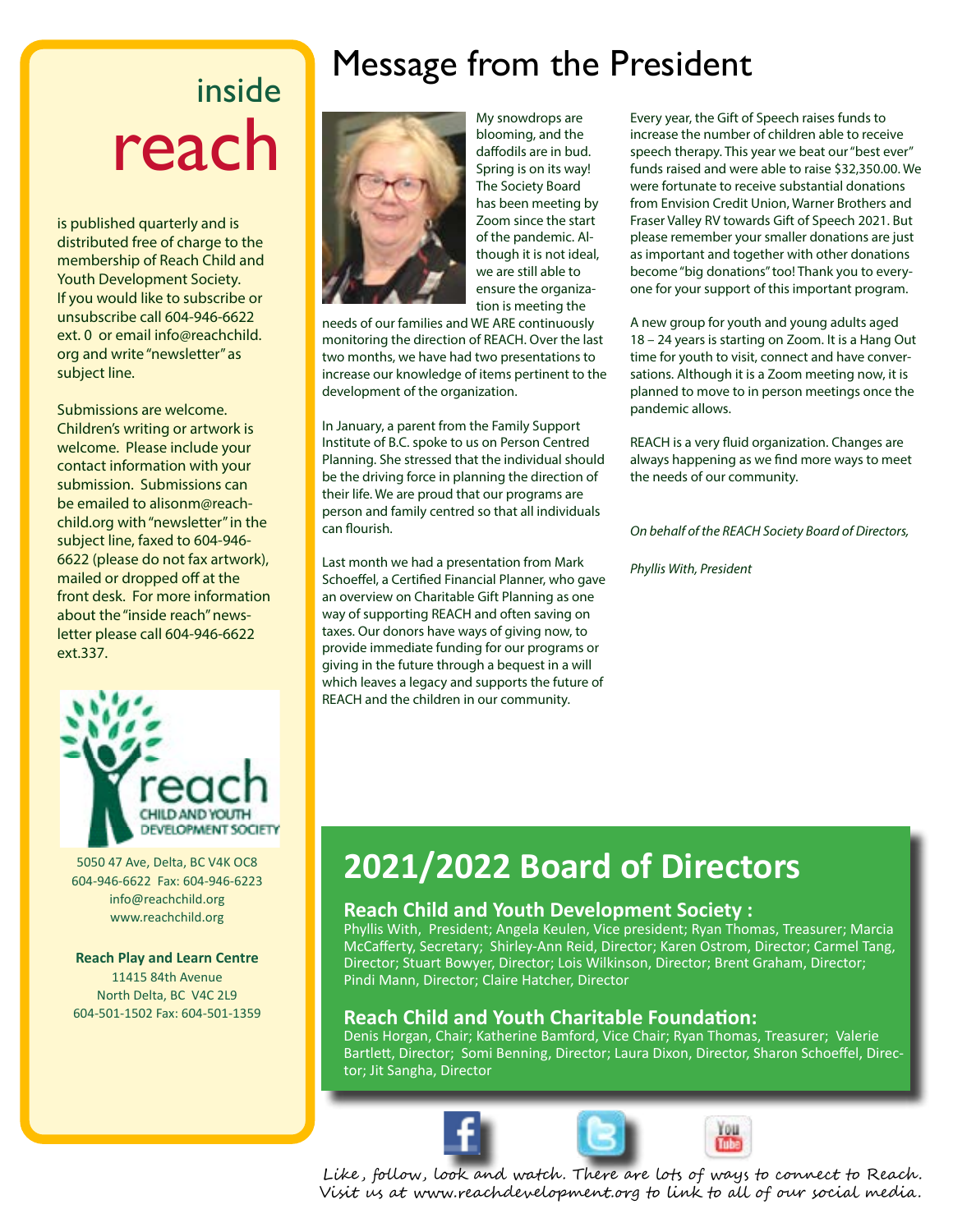# Message from the President

My snowdrops are blooming, and the daffodils are in bud. Spring is on its way! The Society Board has been meeting by Zoom since the start of the pandemic. Although it is not ideal, we are still able to ensure the organization is meeting the needs of our families and WE ARE continuously monitoring the direction of REACH. Over the last two months, we have had two presentations to increase our knowledge of items pertinent to the development of the organization.

In January, a parent from the Family Support Institute of B.C. spoke to us on Person Centred Planning. She stressed that the individual should be the driving force in planning the direction of their life. We are proud that our programs are person and family centred so that all individuals can flourish.

Last month we had a presentation from Mark Schoeffel, a Certified Financial Planner, who gave an overview on Charitable Gift Planning as one way of supporting REACH and often saving on taxes. Our donors have ways of giving now, to provide immediate funding for our programs or giving in the future through a bequest in a will which leaves a legacy and supports the future of REACH and the children in our community.

Every year, the Gift of Speech raises funds to increase the number of children able to receive speech therapy. This year we beat our "best ever" funds raised and were able to raise $32,350.00. We were fortunate to receive substantial donations from Envision Credit Union, Warner Brothers and Fraser Valley RV towards Gift of Speech 2021. But please remember your smaller donations are just as important and together with other donations become "big donations" too! Thank you to everyone for your support of this important program.

A new group for youth and young adults aged 18 – 24 years is starting on Zoom. It is a Hang Out time for youth to visit, connect and have conversations. Although it is a Zoom meeting now, it is planned to move to in person meetings once the pandemic allows.

REACH is a very fluid organization. Changes are always happening as we find more ways to meet the needs of our community.

*On behalf of the REACH Society Board of Directors,*

*Phyllis With, President*

## inside reach

is published quarterly and is distributed free of charge to the membership of Reach Child and Youth Development Society. If you would like to subscribe or unsubscribe call 604-946-6622 ext. 0 or email info@reachchild.org and write "newsletter" as subject line.

Submissions are welcome. Children's writing or artwork is welcome. Please include your contact information with your submission. Submissions can be emailed to alisonm@reachchild.org with "newsletter" in the subject line, faxed to 604-946-6622 (please do not fax artwork), mailed or dropped off at the front desk. For more information about the "inside reach" newsletter please call 604-946-6622 ext.337.

reach CHILD AND YOUTH DEVELOPMENT SOCIETY

5050 47 Ave, Delta, BC V4K OC8
604-946-6622 Fax: 604-946-6223
info@reachchild.org
www.reachchild.org

**Reach Play and Learn Centre**
11415 84th Avenue
North Delta, BC V4C 2L9
604-501-1502 Fax: 604-501-1359

## 2021/2022 Board of Directors

### Reach Child and Youth Development Society :

Phyllis With, President; Angela Keulen, Vice president; Ryan Thomas, Treasurer; Marcia McCafferty, Secretary; Shirley-Ann Reid, Director; Karen Ostrom, Director; Carmel Tang, Director; Stuart Bowyer, Director; Lois Wilkinson, Director; Brent Graham, Director; Pindi Mann, Director; Claire Hatcher, Director

### Reach Child and Youth Charitable Foundation:

Denis Horgan, Chair; Katherine Bamford, Vice Chair; Ryan Thomas, Treasurer; Valerie Bartlett, Director; Somi Benning, Director; Laura Dixon, Director, Sharon Schoeffel, Director; Jit Sangha, Director

Like, follow, look and watch. There are lots of ways to connect to Reach. Visit us at www.reachdevelopment.org to link to all of our social media.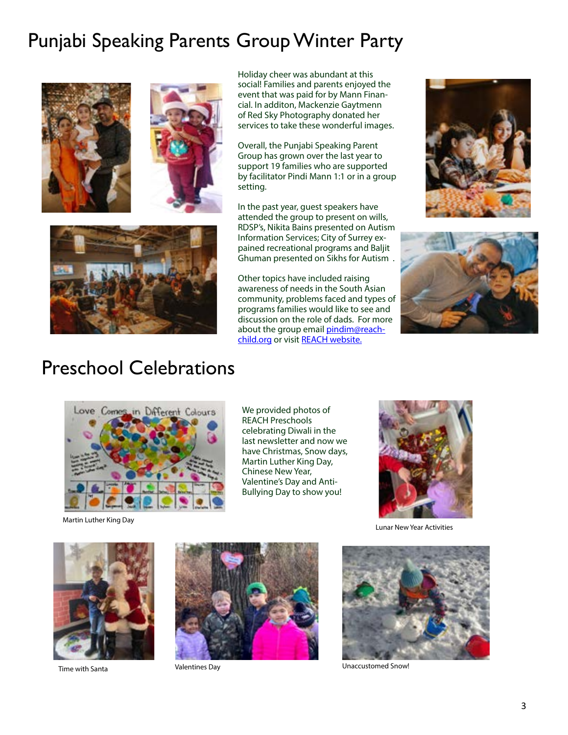# Punjabi Speaking Parents Group Winter Party

Holiday cheer was abundant at this social! Families and parents enjoyed the event that was paid for by Mann Financial. In additon, Mackenzie Gaytmenn of Red Sky Photography donated her services to take these wonderful images.

Overall, the Punjabi Speaking Parent Group has grown over the last year to support 19 families who are supported by facilitator Pindi Mann 1:1 or in a group setting.

In the past year, guest speakers have attended the group to present on wills, RDSP's, Nikita Bains presented on Autism Information Services; City of Surrey expained recreational programs and Baljit Ghuman presented on Sikhs for Autism .

Other topics have included raising awareness of needs in the South Asian community, problems faced and types of programs families would like to see and discussion on the role of dads. For more about the group email pindim@reach-child.org or visit REACH website.

# Preschool Celebrations

We provided photos of REACH Preschools celebrating Diwali in the last newsletter and now we have Christmas, Snow days, Martin Luther King Day, Chinese New Year, Valentine's Day and Anti-Bullying Day to show you!

Martin Luther King Day

Lunar New Year Activities

Time with Santa

Valentines Day

Unaccustomed Snow!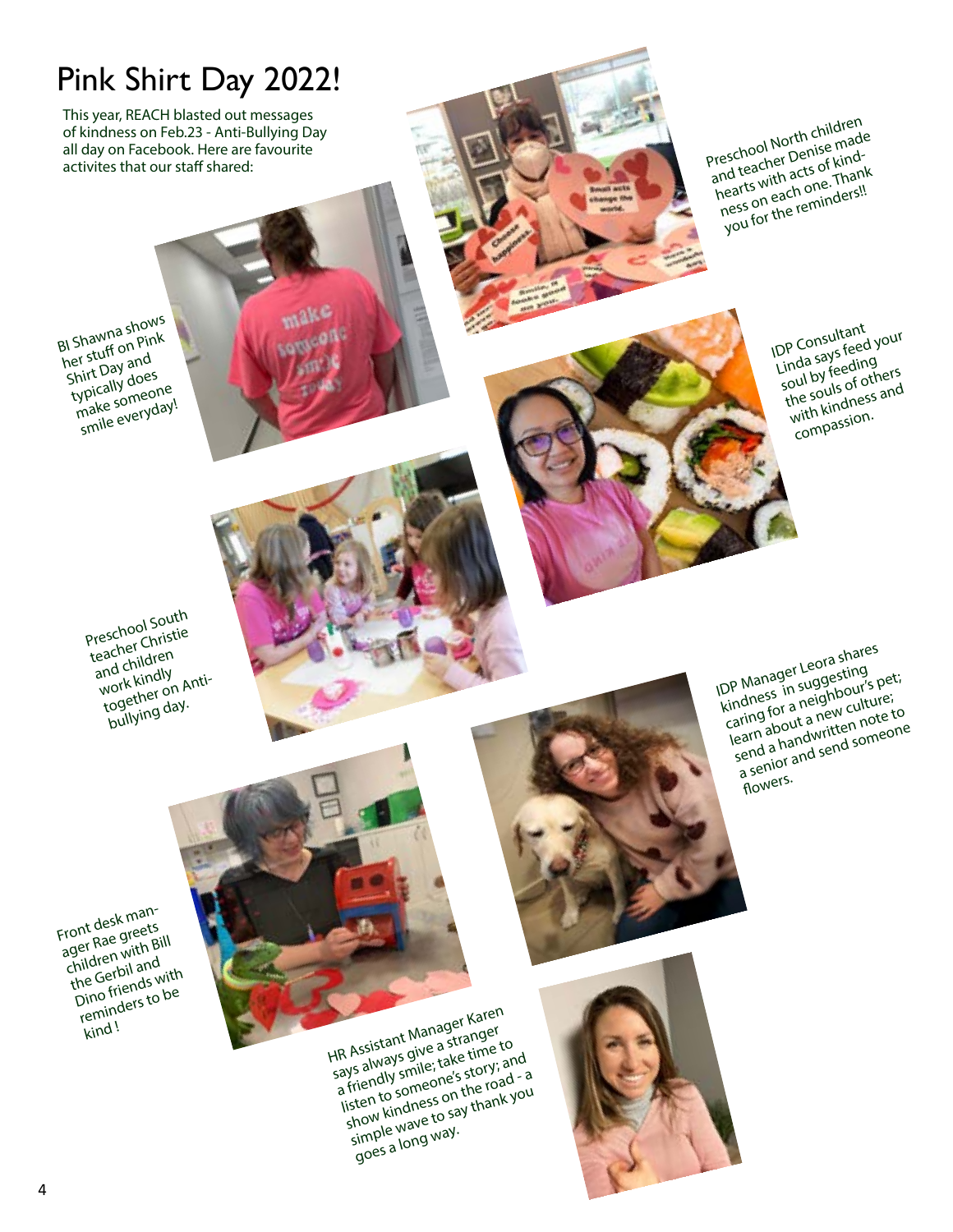# Pink Shirt Day 2022!

This year, REACH blasted out messages of kindness on Feb.23 - Anti-Bullying Day all day on Facebook. Here are favourite activites that our staff shared:

BI Shawna shows her stuff on Pink Shirt Day and typically does make someone smile everyday!

Preschool North children and teacher Denise made hearts with acts of kindness on each one. Thank you for the reminders!!

IDP Consultant Linda says feed your soul by feeding the souls of others with kindness and compassion.

Preschool South teacher Christie and children work kindly together on Anti-bullying day.

IDP Manager Leora shares kindness in suggesting caring for a neighbour's pet; learn about a new culture; send a handwritten note to a senior and send someone flowers.

Front desk manager Rae greets children with Bill the Gerbil and Dino friends with reminders to be kind !

HR Assistant Manager Karen says always give a stranger a friendly smile; take time to listen to someone's story; and show kindness on the road - a simple wave to say thank you goes a long way.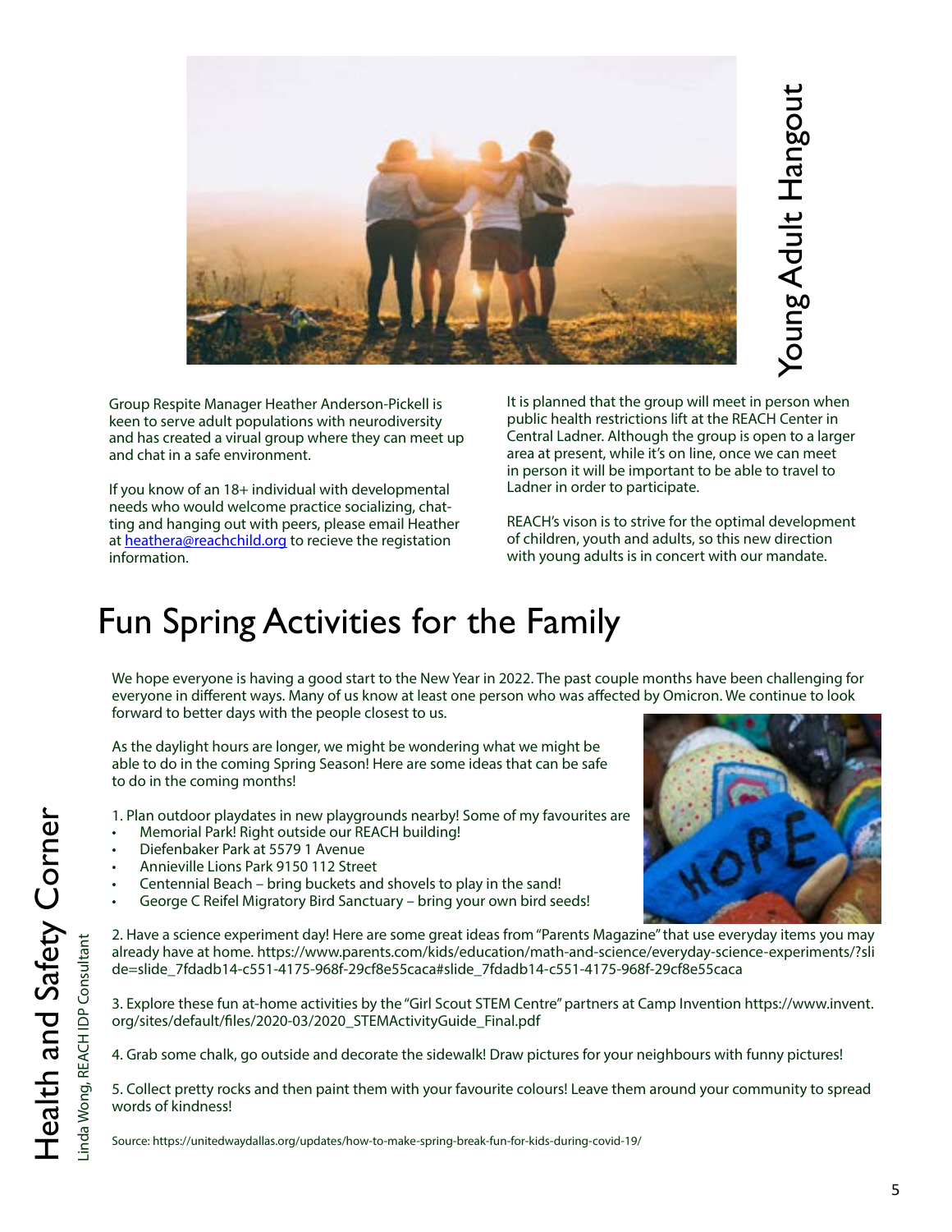## Young Adult Hangout

Group Respite Manager Heather Anderson-Pickell is keen to serve adult populations with neurodiversity and has created a virual group where they can meet up and chat in a safe environment.

If you know of an 18+ individual with developmental needs who would welcome practice socializing, chatting and hanging out with peers, please email Heather at heathera@reachchild.org to recieve the registation information.

It is planned that the group will meet in person when public health restrictions lift at the REACH Center in Central Ladner. Although the group is open to a larger area at present, while it's on line, once we can meet in person it will be important to be able to travel to Ladner in order to participate.

REACH's vison is to strive for the optimal development of children, youth and adults, so this new direction with young adults is in concert with our mandate.

# Fun Spring Activities for the Family

## Health and Safety Corner

Linda Wong, REACH IDP Consultant

We hope everyone is having a good start to the New Year in 2022. The past couple months have been challenging for everyone in different ways. Many of us know at least one person who was affected by Omicron. We continue to look forward to better days with the people closest to us.

As the daylight hours are longer, we might be wondering what we might be able to do in the coming Spring Season! Here are some ideas that can be safe to do in the coming months!

1. Plan outdoor playdates in new playgrounds nearby! Some of my favourites are
   - Memorial Park! Right outside our REACH building!
   - Diefenbaker Park at 5579 1 Avenue
   - Annieville Lions Park 9150 112 Street
   - Centennial Beach – bring buckets and shovels to play in the sand!
   - George C Reifel Migratory Bird Sanctuary – bring your own bird seeds!

2. Have a science experiment day! Here are some great ideas from "Parents Magazine" that use everyday items you may already have at home. https://www.parents.com/kids/education/math-and-science/everyday-science-experiments/?slide=slide_7fdadb14-c551-4175-968f-29cf8e55caca#slide_7fdadb14-c551-4175-968f-29cf8e55caca

3. Explore these fun at-home activities by the "Girl Scout STEM Centre" partners at Camp Invention https://www.invent.org/sites/default/files/2020-03/2020_STEMActivityGuide_Final.pdf

4. Grab some chalk, go outside and decorate the sidewalk! Draw pictures for your neighbours with funny pictures!

5. Collect pretty rocks and then paint them with your favourite colours! Leave them around your community to spread words of kindness!

Source: https://unitedwaydallas.org/updates/how-to-make-spring-break-fun-for-kids-during-covid-19/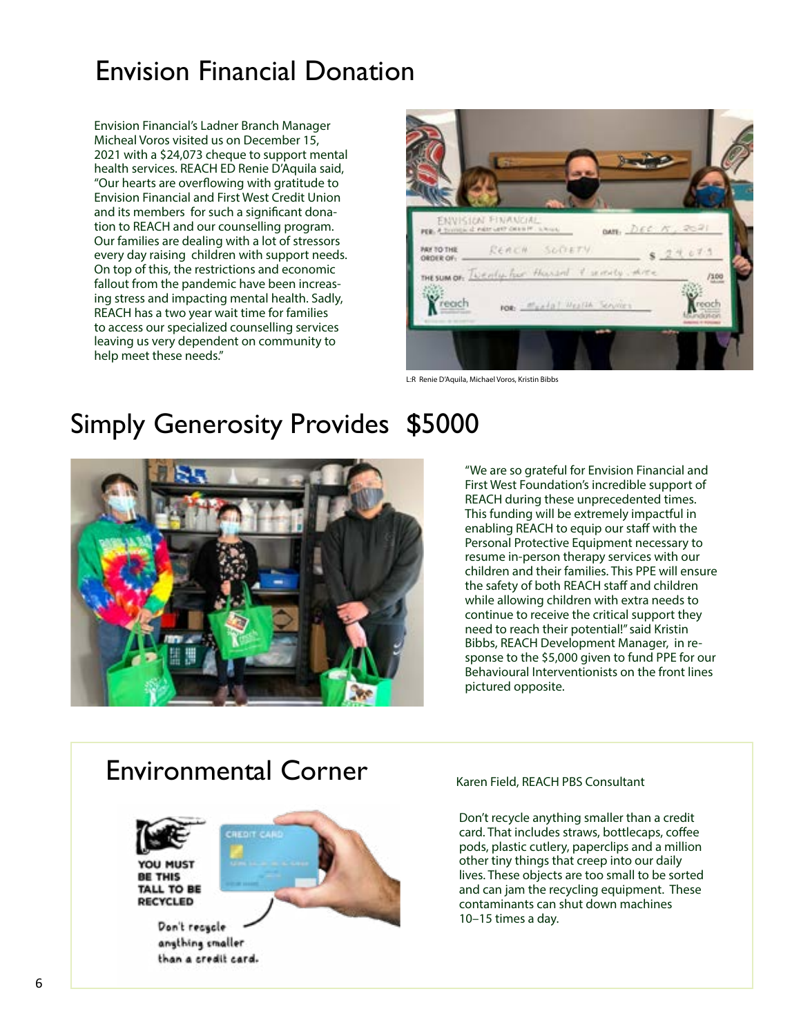# Envision Financial Donation

Envision Financial's Ladner Branch Manager Micheal Voros visited us on December 15, 2021 with a $24,073 cheque to support mental health services. REACH ED Renie D'Aquila said, "Our hearts are overflowing with gratitude to Envision Financial and First West Credit Union and its members for such a significant donation to REACH and our counselling program. Our families are dealing with a lot of stressors every day raising children with support needs. On top of this, the restrictions and economic fallout from the pandemic have been increasing stress and impacting mental health. Sadly, REACH has a two year wait time for families to access our specialized counselling services leaving us very dependent on community to help meet these needs."

L:R Renie D'Aquila, Michael Voros, Kristin Bibbs

# Simply Generosity Provides $5000

"We are so grateful for Envision Financial and First West Foundation's incredible support of REACH during these unprecedented times. This funding will be extremely impactful in enabling REACH to equip our staff with the Personal Protective Equipment necessary to resume in-person therapy services with our children and their families. This PPE will ensure the safety of both REACH staff and children while allowing children with extra needs to continue to receive the critical support they need to reach their potential!" said Kristin Bibbs, REACH Development Manager, in response to the $5,000 given to fund PPE for our Behavioural Interventionists on the front lines pictured opposite.

# Environmental Corner

Karen Field, REACH PBS Consultant

Don't recycle anything smaller than a credit card. That includes straws, bottlecaps, coffee pods, plastic cutlery, paperclips and a million other tiny things that creep into our daily lives. These objects are too small to be sorted and can jam the recycling equipment. These contaminants can shut down machines 10–15 times a day.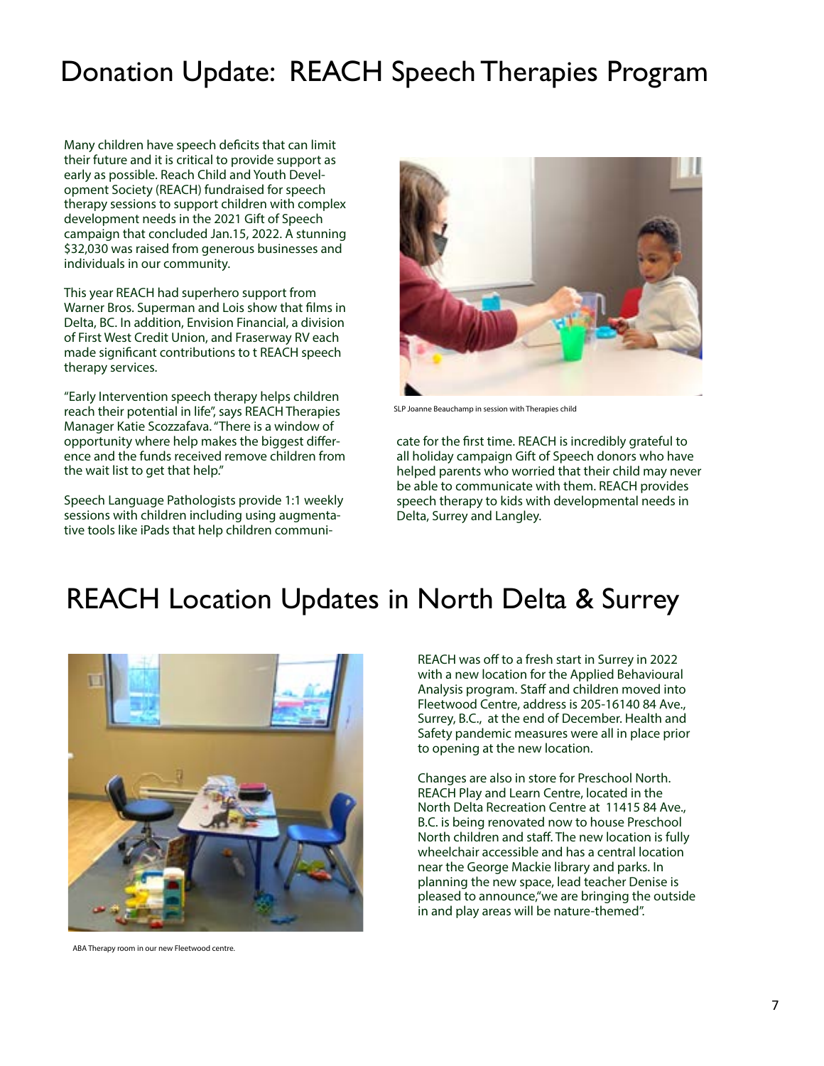# Donation Update: REACH Speech Therapies Program

Many children have speech deficits that can limit their future and it is critical to provide support as early as possible. Reach Child and Youth Development Society (REACH) fundraised for speech therapy sessions to support children with complex development needs in the 2021 Gift of Speech campaign that concluded Jan.15, 2022. A stunning $32,030 was raised from generous businesses and individuals in our community.

This year REACH had superhero support from Warner Bros. Superman and Lois show that films in Delta, BC. In addition, Envision Financial, a division of First West Credit Union, and Fraserway RV each made significant contributions to t REACH speech therapy services.

"Early Intervention speech therapy helps children reach their potential in life", says REACH Therapies Manager Katie Scozzafava. "There is a window of opportunity where help makes the biggest difference and the funds received remove children from the wait list to get that help."

Speech Language Pathologists provide 1:1 weekly sessions with children including using augmentative tools like iPads that help children communicate for the first time. REACH is incredibly grateful to all holiday campaign Gift of Speech donors who have helped parents who worried that their child may never be able to communicate with them. REACH provides speech therapy to kids with developmental needs in Delta, Surrey and Langley.

SLP Joanne Beauchamp in session with Therapies child

# REACH Location Updates in North Delta & Surrey

REACH was off to a fresh start in Surrey in 2022 with a new location for the Applied Behavioural Analysis program. Staff and children moved into Fleetwood Centre, address is 205-16140 84 Ave., Surrey, B.C., at the end of December. Health and Safety pandemic measures were all in place prior to opening at the new location.

Changes are also in store for Preschool North. REACH Play and Learn Centre, located in the North Delta Recreation Centre at 11415 84 Ave., B.C. is being renovated now to house Preschool North children and staff. The new location is fully wheelchair accessible and has a central location near the George Mackie library and parks. In planning the new space, lead teacher Denise is pleased to announce,"we are bringing the outside in and play areas will be nature-themed".

ABA Therapy room in our new Fleetwood centre.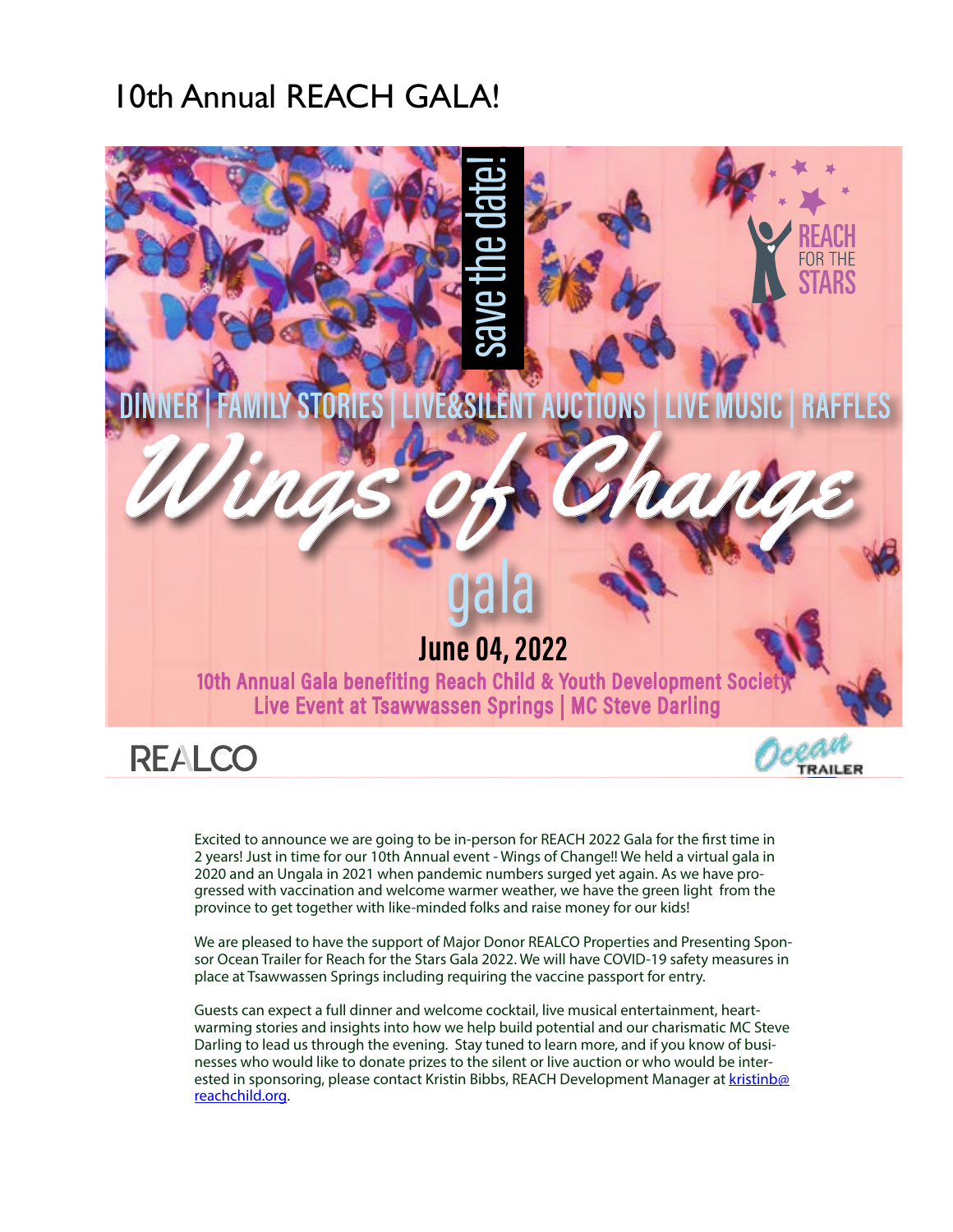# 10th Annual REACH GALA!

save the date!

REACH FOR THE STARS

DINNER | FAMILY STORIES | LIVE&SILENT AUCTIONS | LIVE MUSIC | RAFFLES

*Wings of Change*

gala

**June 04, 2022**

10th Annual Gala benefiting Reach Child & Youth Development Society
Live Event at Tsawwassen Springs | MC Steve Darling

REALCO

Ocean TRAILER

Excited to announce we are going to be in-person for REACH 2022 Gala for the first time in 2 years! Just in time for our 10th Annual event - Wings of Change!! We held a virtual gala in 2020 and an Ungala in 2021 when pandemic numbers surged yet again. As we have progressed with vaccination and welcome warmer weather, we have the green light from the province to get together with like-minded folks and raise money for our kids!

We are pleased to have the support of Major Donor REALCO Properties and Presenting Sponsor Ocean Trailer for Reach for the Stars Gala 2022. We will have COVID-19 safety measures in place at Tsawwassen Springs including requiring the vaccine passport for entry.

Guests can expect a full dinner and welcome cocktail, live musical entertainment, heart-warming stories and insights into how we help build potential and our charismatic MC Steve Darling to lead us through the evening. Stay tuned to learn more, and if you know of businesses who would like to donate prizes to the silent or live auction or who would be interested in sponsoring, please contact Kristin Bibbs, REACH Development Manager at kristinb@reachchild.org.